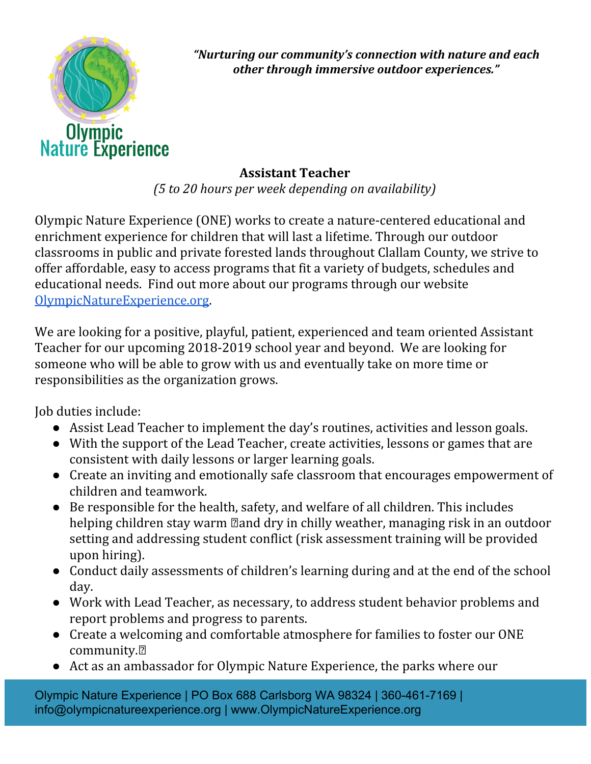*"Nurturing our community's connection with nature and each other through immersive outdoor experiences."*

Olympic Nature Experience

## Assistant Teacher

*(5 to 20 hours per week depending on availability)*

Olympic Nature Experience (ONE) works to create a nature-centered educational and enrichment experience for children that will last a lifetime. Through our outdoor classrooms in public and private forested lands throughout Clallam County, we strive to offer affordable, easy to access programs that fit a variety of budgets, schedules and educational needs. Find out more about our programs through our website [OlympicNatureExperience.org](http://OlympicNatureExperience.org).

We are looking for a positive, playful, patient, experienced and team oriented Assistant Teacher for our upcoming 2018-2019 school year and beyond. We are looking for someone who will be able to grow with us and eventually take on more time or responsibilities as the organization grows.

Job duties include:

- Assist Lead Teacher to implement the day's routines, activities and lesson goals.
- With the support of the Lead Teacher, create activities, lessons or games that are consistent with daily lessons or larger learning goals.
- Create an inviting and emotionally safe classroom that encourages empowerment of children and teamwork.
- Be responsible for the health, safety, and welfare of all children. This includes helping children stay warm and dry in chilly weather, managing risk in an outdoor setting and addressing student conflict (risk assessment training will be provided upon hiring).
- Conduct daily assessments of children's learning during and at the end of the school day.
- Work with Lead Teacher, as necessary, to address student behavior problems and report problems and progress to parents.
- Create a welcoming and comfortable atmosphere for families to foster our ONE community.
- Act as an ambassador for Olympic Nature Experience, the parks where our

Olympic Nature Experience | PO Box 688 Carlsborg WA 98324 | 360-461-7169 | info@olympicnatureexperience.org | www.OlympicNatureExperience.org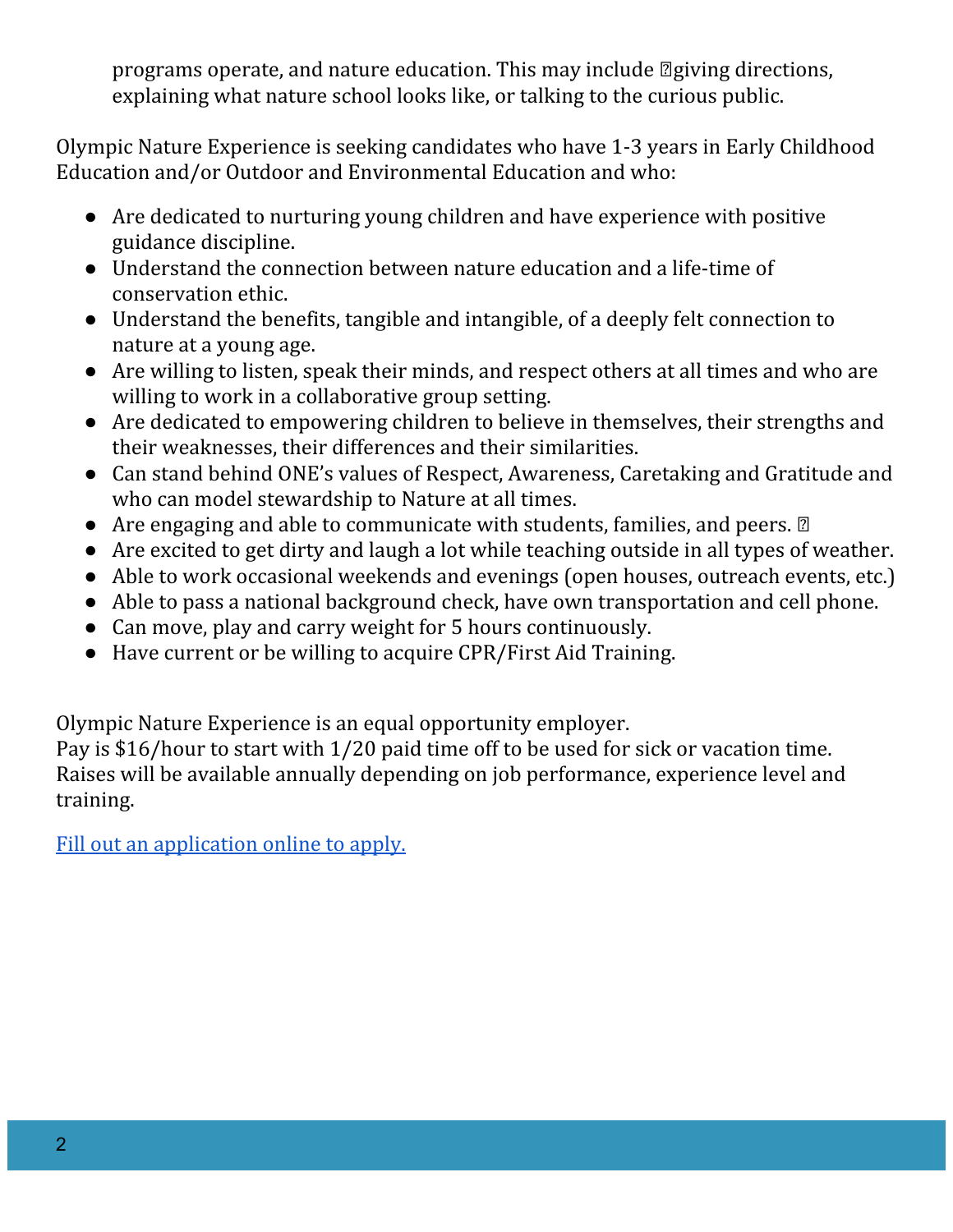programs operate, and nature education. This may include giving directions, explaining what nature school looks like, or talking to the curious public.

Olympic Nature Experience is seeking candidates who have 1-3 years in Early Childhood Education and/or Outdoor and Environmental Education and who:

- Are dedicated to nurturing young children and have experience with positive guidance discipline.
- Understand the connection between nature education and a life-time of conservation ethic.
- Understand the benefits, tangible and intangible, of a deeply felt connection to nature at a young age.
- Are willing to listen, speak their minds, and respect others at all times and who are willing to work in a collaborative group setting.
- Are dedicated to empowering children to believe in themselves, their strengths and their weaknesses, their differences and their similarities.
- Can stand behind ONE's values of Respect, Awareness, Caretaking and Gratitude and who can model stewardship to Nature at all times.
- Are engaging and able to communicate with students, families, and peers.
- Are excited to get dirty and laugh a lot while teaching outside in all types of weather.
- Able to work occasional weekends and evenings (open houses, outreach events, etc.)
- Able to pass a national background check, have own transportation and cell phone.
- Can move, play and carry weight for 5 hours continuously.
- Have current or be willing to acquire CPR/First Aid Training.

Olympic Nature Experience is an equal opportunity employer.
Pay is $16/hour to start with 1/20 paid time off to be used for sick or vacation time. Raises will be available annually depending on job performance, experience level and training.

[Fill out an application online to apply.]